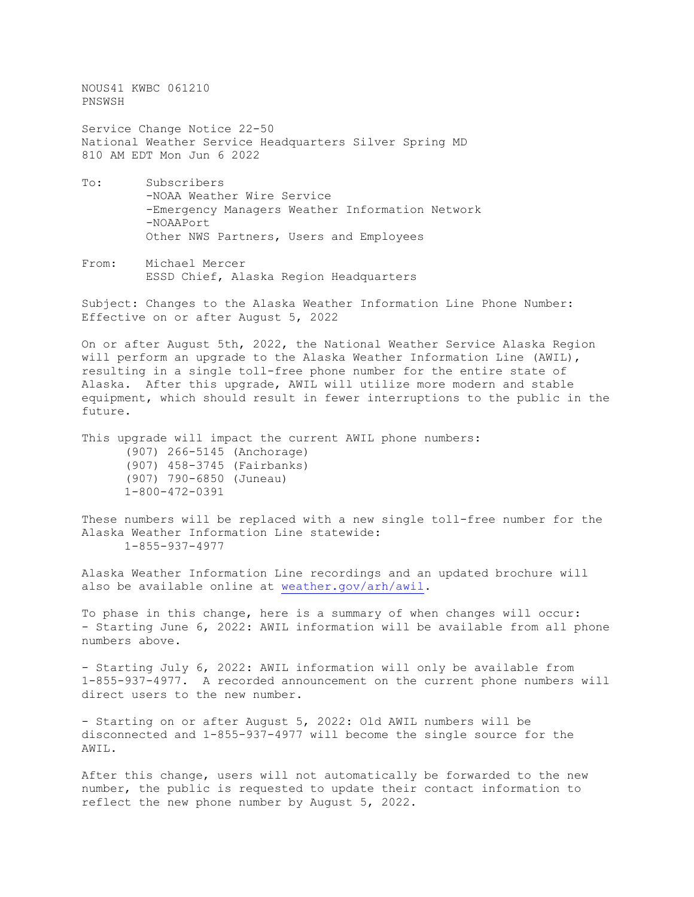NOUS41 KWBC 061210
PNSWSH

Service Change Notice 22-50
National Weather Service Headquarters Silver Spring MD
810 AM EDT Mon Jun 6 2022

To: Subscribers
-NOAA Weather Wire Service
-Emergency Managers Weather Information Network
-NOAAPort
Other NWS Partners, Users and Employees

From: Michael Mercer
ESSD Chief, Alaska Region Headquarters

Subject: Changes to the Alaska Weather Information Line Phone Number: Effective on or after August 5, 2022

On or after August 5th, 2022, the National Weather Service Alaska Region will perform an upgrade to the Alaska Weather Information Line (AWIL), resulting in a single toll-free phone number for the entire state of Alaska. After this upgrade, AWIL will utilize more modern and stable equipment, which should result in fewer interruptions to the public in the future.

This upgrade will impact the current AWIL phone numbers:

(907) 266-5145 (Anchorage)
(907) 458-3745 (Fairbanks)
(907) 790-6850 (Juneau)
1-800-472-0391

These numbers will be replaced with a new single toll-free number for the Alaska Weather Information Line statewide:

1-855-937-4977

Alaska Weather Information Line recordings and an updated brochure will also be available online at weather.gov/arh/awil.

To phase in this change, here is a summary of when changes will occur:

- Starting June 6, 2022: AWIL information will be available from all phone numbers above.

- Starting July 6, 2022: AWIL information will only be available from 1-855-937-4977. A recorded announcement on the current phone numbers will direct users to the new number.

- Starting on or after August 5, 2022: Old AWIL numbers will be disconnected and 1-855-937-4977 will become the single source for the AWIL.

After this change, users will not automatically be forwarded to the new number, the public is requested to update their contact information to reflect the new phone number by August 5, 2022.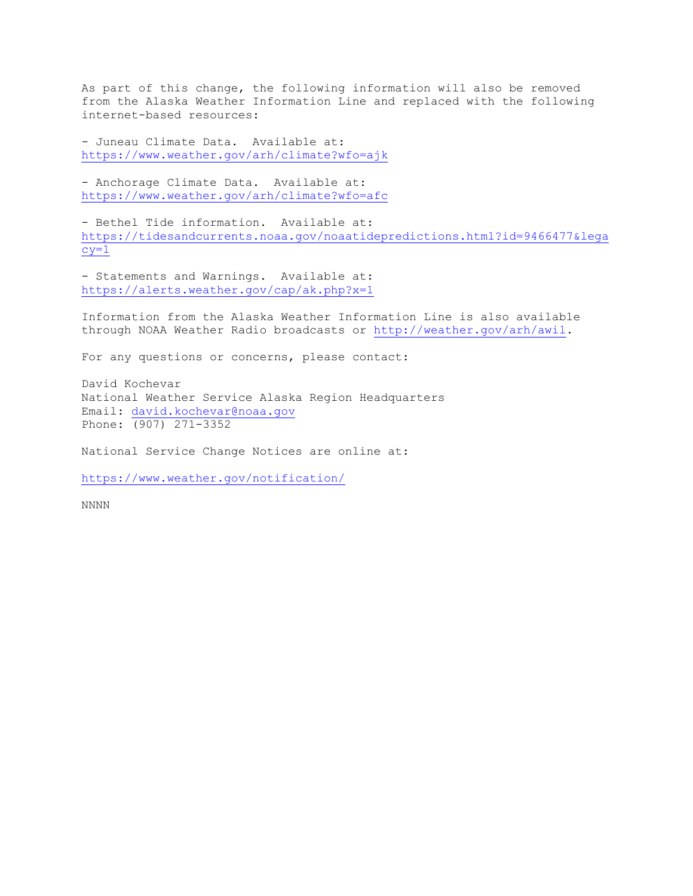As part of this change, the following information will also be removed from the Alaska Weather Information Line and replaced with the following internet-based resources:

- Juneau Climate Data.  Available at: https://www.weather.gov/arh/climate?wfo=ajk

- Anchorage Climate Data.  Available at: https://www.weather.gov/arh/climate?wfo=afc

- Bethel Tide information.  Available at: https://tidesandcurrents.noaa.gov/noaatidepredictions.html?id=9466477&legacy=1

- Statements and Warnings.  Available at: https://alerts.weather.gov/cap/ak.php?x=1

Information from the Alaska Weather Information Line is also available through NOAA Weather Radio broadcasts or http://weather.gov/arh/awil.

For any questions or concerns, please contact:

David Kochevar
National Weather Service Alaska Region Headquarters
Email: david.kochevar@noaa.gov
Phone: (907) 271-3352

National Service Change Notices are online at:

https://www.weather.gov/notification/

NNNN